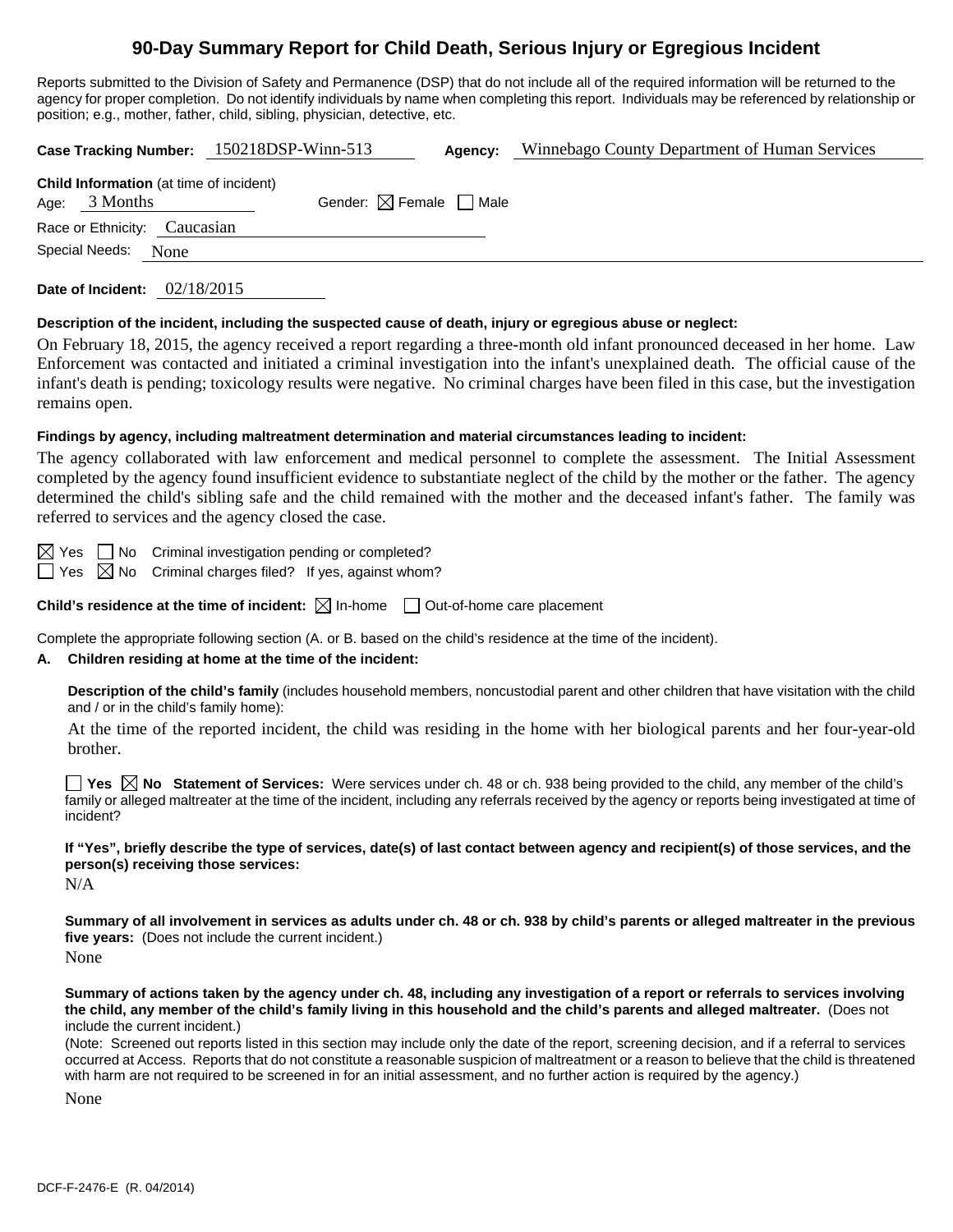# 90-Day Summary Report for Child Death, Serious Injury or Egregious Incident

Reports submitted to the Division of Safety and Permanence (DSP) that do not include all of the required information will be returned to the agency for proper completion. Do not identify individuals by name when completing this report. Individuals may be referenced by relationship or position; e.g., mother, father, child, sibling, physician, detective, etc.

**Case Tracking Number:** 150218DSP-Winn-513 **Agency:** Winnebago County Department of Human Services

**Child Information** (at time of incident)

Age: 3 Months Gender: ☒ Female ☐ Male

Race or Ethnicity: Caucasian

Special Needs: None

**Date of Incident:** 02/18/2015

**Description of the incident, including the suspected cause of death, injury or egregious abuse or neglect:**

On February 18, 2015, the agency received a report regarding a three-month old infant pronounced deceased in her home. Law Enforcement was contacted and initiated a criminal investigation into the infant's unexplained death. The official cause of the infant's death is pending; toxicology results were negative. No criminal charges have been filed in this case, but the investigation remains open.

**Findings by agency, including maltreatment determination and material circumstances leading to incident:**

The agency collaborated with law enforcement and medical personnel to complete the assessment. The Initial Assessment completed by the agency found insufficient evidence to substantiate neglect of the child by the mother or the father. The agency determined the child's sibling safe and the child remained with the mother and the deceased infant's father. The family was referred to services and the agency closed the case.

☒ Yes ☐ No Criminal investigation pending or completed?

☐ Yes ☒ No Criminal charges filed? If yes, against whom?

**Child's residence at the time of incident:** ☒ In-home ☐ Out-of-home care placement

Complete the appropriate following section (A. or B. based on the child's residence at the time of the incident).

**A. Children residing at home at the time of the incident:**

**Description of the child's family** (includes household members, noncustodial parent and other children that have visitation with the child and / or in the child's family home):

At the time of the reported incident, the child was residing in the home with her biological parents and her four-year-old brother.

☐ **Yes** ☒ **No** **Statement of Services:** Were services under ch. 48 or ch. 938 being provided to the child, any member of the child's family or alleged maltreater at the time of the incident, including any referrals received by the agency or reports being investigated at time of incident?

**If "Yes", briefly describe the type of services, date(s) of last contact between agency and recipient(s) of those services, and the person(s) receiving those services:**

N/A

**Summary of all involvement in services as adults under ch. 48 or ch. 938 by child's parents or alleged maltreater in the previous five years:** (Does not include the current incident.)

None

**Summary of actions taken by the agency under ch. 48, including any investigation of a report or referrals to services involving the child, any member of the child's family living in this household and the child's parents and alleged maltreater.** (Does not include the current incident.)

(Note: Screened out reports listed in this section may include only the date of the report, screening decision, and if a referral to services occurred at Access. Reports that do not constitute a reasonable suspicion of maltreatment or a reason to believe that the child is threatened with harm are not required to be screened in for an initial assessment, and no further action is required by the agency.)

None

DCF-F-2476-E (R. 04/2014)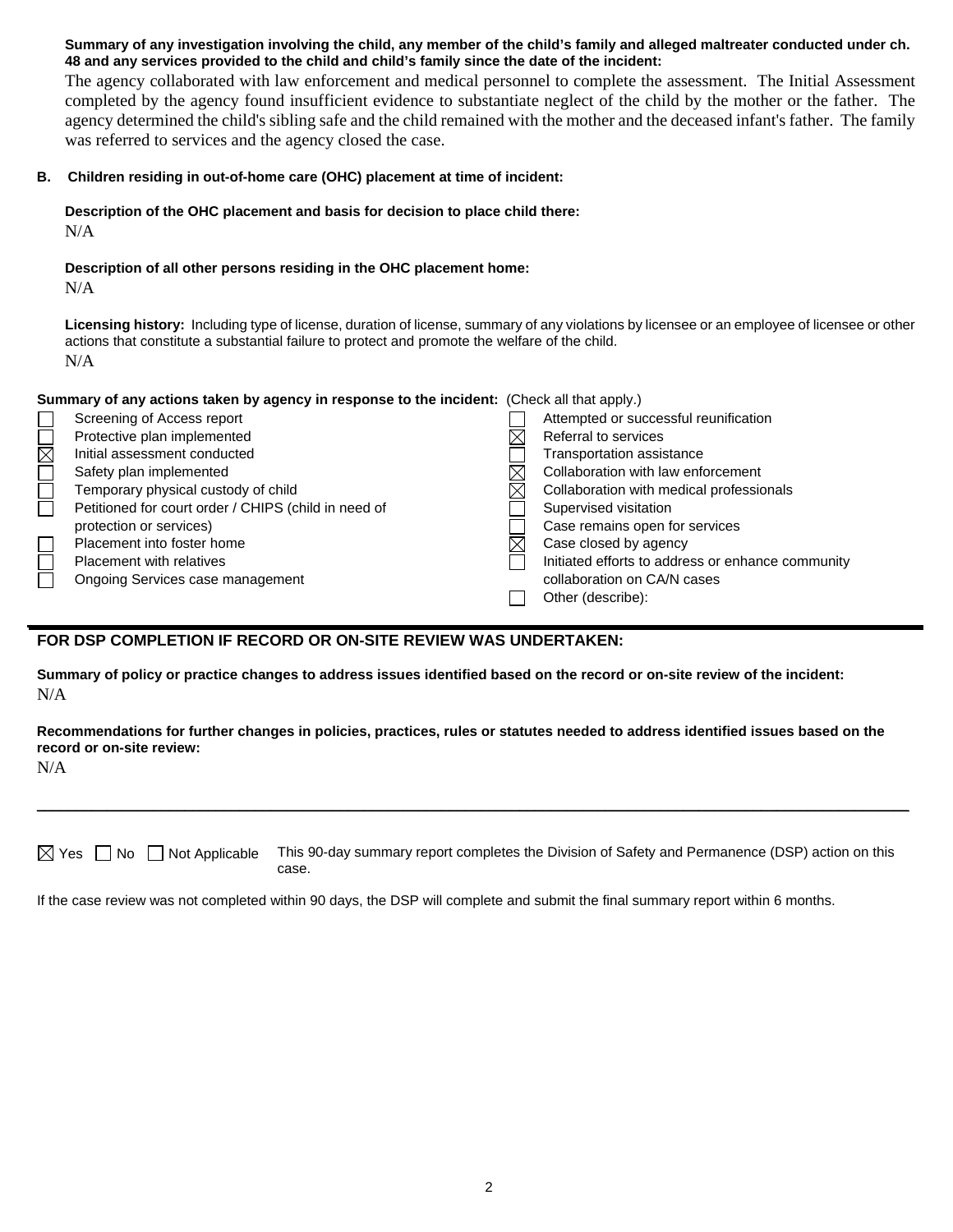**Summary of any investigation involving the child, any member of the child's family and alleged maltreater conducted under ch. 48 and any services provided to the child and child's family since the date of the incident:**

The agency collaborated with law enforcement and medical personnel to complete the assessment. The Initial Assessment completed by the agency found insufficient evidence to substantiate neglect of the child by the mother or the father. The agency determined the child's sibling safe and the child remained with the mother and the deceased infant's father. The family was referred to services and the agency closed the case.

**B. Children residing in out-of-home care (OHC) placement at time of incident:**

**Description of the OHC placement and basis for decision to place child there:**

N/A

**Description of all other persons residing in the OHC placement home:**

N/A

**Licensing history:** Including type of license, duration of license, summary of any violations by licensee or an employee of licensee or other actions that constitute a substantial failure to protect and promote the welfare of the child.

N/A

**Summary of any actions taken by agency in response to the incident:** (Check all that apply.)

- ☐ Screening of Access report
- ☐ Protective plan implemented
- ☒ Initial assessment conducted
- ☐ Safety plan implemented
- ☐ Temporary physical custody of child
- ☐ Petitioned for court order / CHIPS (child in need of protection or services)
- ☐ Placement into foster home
- ☐ Placement with relatives
- ☐ Ongoing Services case management
- ☐ Attempted or successful reunification
- ☒ Referral to services
- ☐ Transportation assistance
- ☒ Collaboration with law enforcement
- ☒ Collaboration with medical professionals
- ☐ Supervised visitation
- ☐ Case remains open for services
- ☒ Case closed by agency
- ☐ Initiated efforts to address or enhance community collaboration on CA/N cases
- ☐ Other (describe):

**FOR DSP COMPLETION IF RECORD OR ON-SITE REVIEW WAS UNDERTAKEN:**

**Summary of policy or practice changes to address issues identified based on the record or on-site review of the incident:**

N/A

**Recommendations for further changes in policies, practices, rules or statutes needed to address identified issues based on the record or on-site review:**

N/A

---

☒ Yes ☐ No ☐ Not Applicable This 90-day summary report completes the Division of Safety and Permanence (DSP) action on this case.

If the case review was not completed within 90 days, the DSP will complete and submit the final summary report within 6 months.